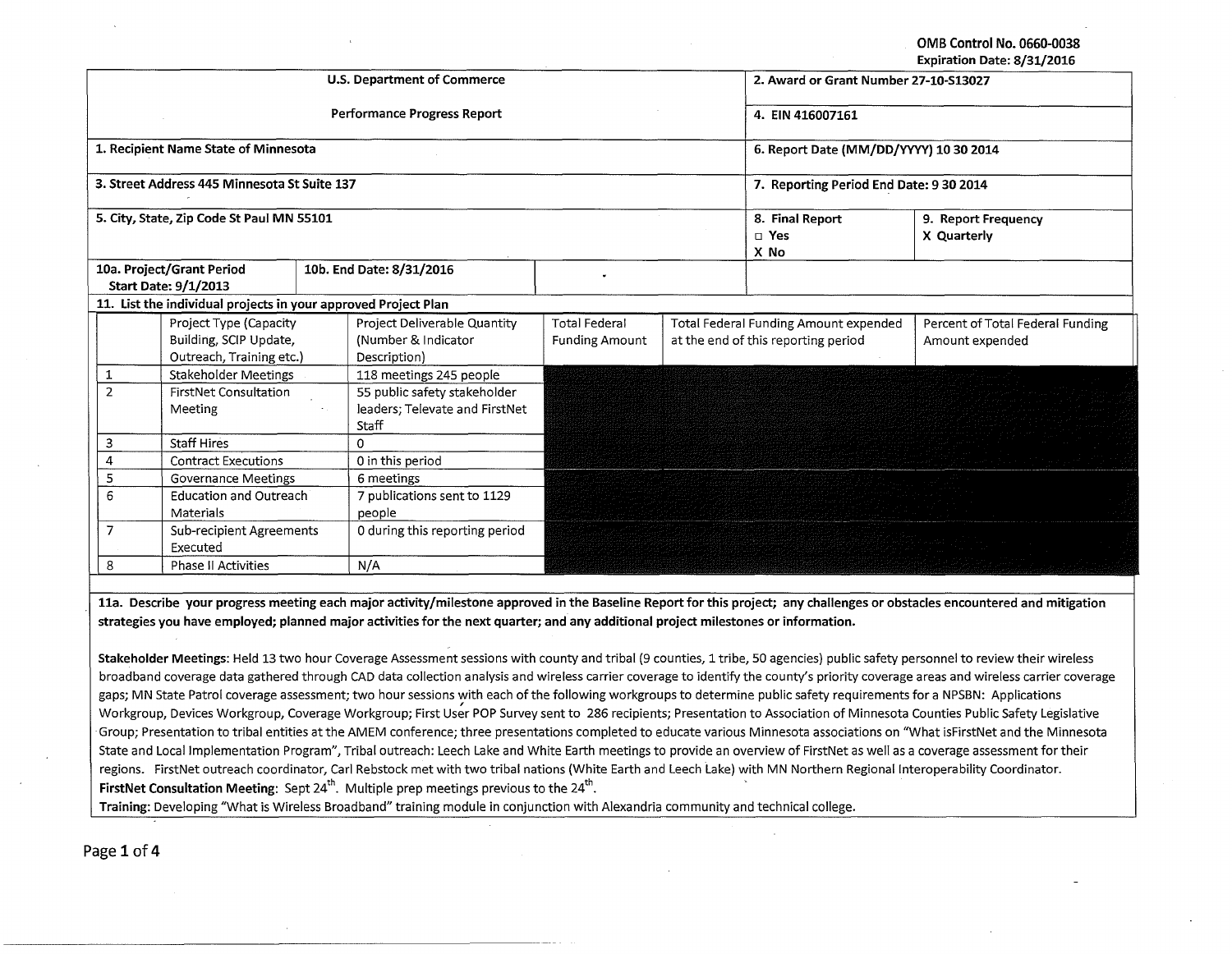OMB Control No. 0660-0038
Expiration Date: 8/31/2016

| | |
|---|---|
| U.S. Department of Commerce<br><br>Performance Progress Report | 2. Award or Grant Number 27-10-S13027<br><br>4. EIN 416007161 |
| 1. Recipient Name State of Minnesota | 6. Report Date (MM/DD/YYYY) 10 30 2014 |
| 3. Street Address 445 Minnesota St Suite 137 | 7. Reporting Period End Date: 9 30 2014 |
| 5. City, State, Zip Code St Paul MN 55101 | 8. Final Report<br>□ Yes<br>X No<br><br>9. Report Frequency<br>X Quarterly |
| 10a. Project/Grant Period<br>Start Date: 9/1/2013<br><br>10b. End Date: 8/31/2016 | |

11. List the individual projects in your approved Project Plan

| | Project Type (Capacity Building, SCIP Update, Outreach, Training etc.) | Project Deliverable Quantity (Number & Indicator Description) | Total Federal Funding Amount | Total Federal Funding Amount expended at the end of this reporting period | Percent of Total Federal Funding Amount expended |
|---|---|---|---|---|---|
| 1 | Stakeholder Meetings | 118 meetings 245 people | | | |
| 2 | FirstNet Consultation Meeting | 55 public safety stakeholder leaders; Televate and FirstNet Staff | | | |
| 3 | Staff Hires | 0 | | | |
| 4 | Contract Executions | 0 in this period | | | |
| 5 | Governance Meetings | 6 meetings | | | |
| 6 | Education and Outreach Materials | 7 publications sent to 1129 people | | | |
| 7 | Sub-recipient Agreements Executed | 0 during this reporting period | | | |
| 8 | Phase II Activities | N/A | | | |

**11a. Describe your progress meeting each major activity/milestone approved in the Baseline Report for this project; any challenges or obstacles encountered and mitigation strategies you have employed; planned major activities for the next quarter; and any additional project milestones or information.**

**Stakeholder Meetings**: Held 13 two hour Coverage Assessment sessions with county and tribal (9 counties, 1 tribe, 50 agencies) public safety personnel to review their wireless broadband coverage data gathered through CAD data collection analysis and wireless carrier coverage to identify the county's priority coverage areas and wireless carrier coverage gaps; MN State Patrol coverage assessment; two hour sessions with each of the following workgroups to determine public safety requirements for a NPSBN: Applications Workgroup, Devices Workgroup, Coverage Workgroup; First User POP Survey sent to 286 recipients; Presentation to Association of Minnesota Counties Public Safety Legislative Group; Presentation to tribal entities at the AMEM conference; three presentations completed to educate various Minnesota associations on "What isFirstNet and the Minnesota State and Local Implementation Program", Tribal outreach: Leech Lake and White Earth meetings to provide an overview of FirstNet as well as a coverage assessment for their regions. FirstNet outreach coordinator, Carl Rebstock met with two tribal nations (White Earth and Leech Lake) with MN Northern Regional Interoperability Coordinator.
**FirstNet Consultation Meeting**: Sept 24th. Multiple prep meetings previous to the 24th.
**Training**: Developing "What is Wireless Broadband" training module in conjunction with Alexandria community and technical college.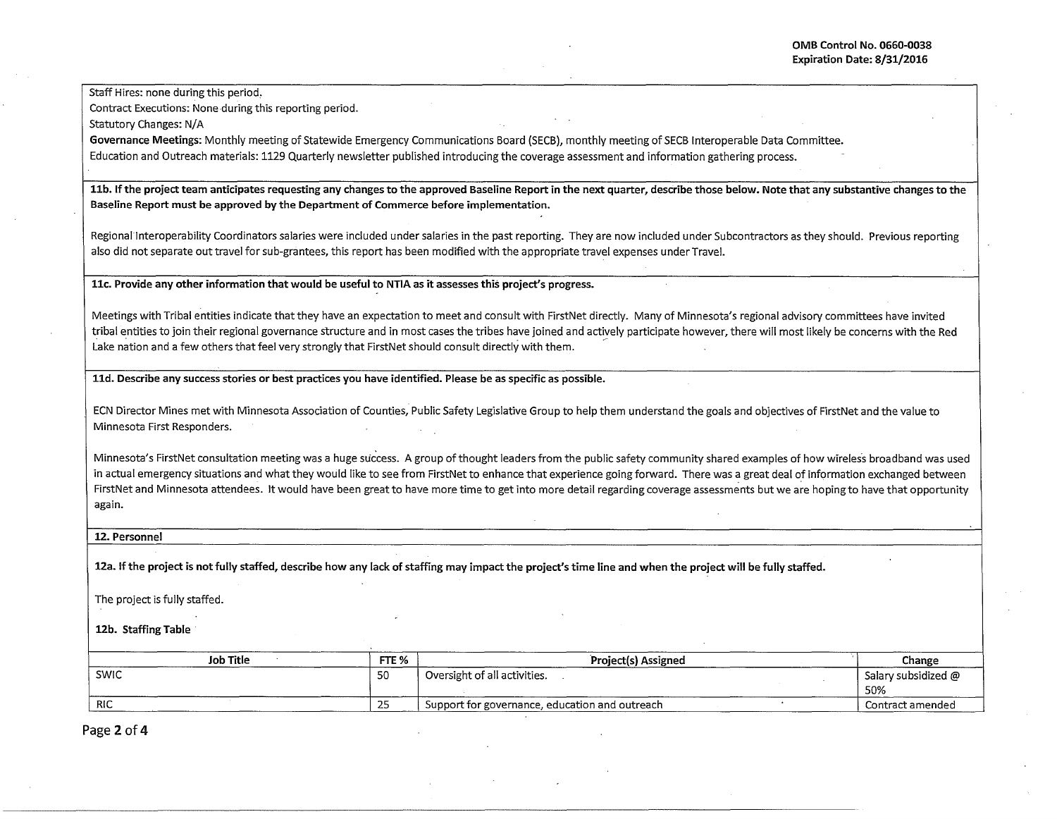Staff Hires: none during this period.

Contract Executions: None during this reporting period.

Statutory Changes: N/A

**Governance Meetings:** Monthly meeting of Statewide Emergency Communications Board (SECB), monthly meeting of SECB Interoperable Data Committee.

Education and Outreach materials: 1129 Quarterly newsletter published introducing the coverage assessment and information gathering process.

**11b. If the project team anticipates requesting any changes to the approved Baseline Report in the next quarter, describe those below. Note that any substantive changes to the Baseline Report must be approved by the Department of Commerce before implementation.**

Regional Interoperability Coordinators salaries were included under salaries in the past reporting. They are now included under Subcontractors as they should. Previous reporting also did not separate out travel for sub-grantees, this report has been modified with the appropriate travel expenses under Travel.

**11c. Provide any other information that would be useful to NTIA as it assesses this project's progress.**

Meetings with Tribal entities indicate that they have an expectation to meet and consult with FirstNet directly. Many of Minnesota's regional advisory committees have invited tribal entities to join their regional governance structure and in most cases the tribes have joined and actively participate however, there will most likely be concerns with the Red Lake nation and a few others that feel very strongly that FirstNet should consult directly with them.

**11d. Describe any success stories or best practices you have identified. Please be as specific as possible.**

ECN Director Mines met with Minnesota Association of Counties, Public Safety Legislative Group to help them understand the goals and objectives of FirstNet and the value to Minnesota First Responders.

Minnesota's FirstNet consultation meeting was a huge success. A group of thought leaders from the public safety community shared examples of how wireless broadband was used in actual emergency situations and what they would like to see from FirstNet to enhance that experience going forward. There was a great deal of information exchanged between FirstNet and Minnesota attendees. It would have been great to have more time to get into more detail regarding coverage assessments but we are hoping to have that opportunity again.

**12. Personnel**

**12a. If the project is not fully staffed, describe how any lack of staffing may impact the project's time line and when the project will be fully staffed.**

The project is fully staffed.

**12b. Staffing Table**

| Job Title | FTE % | Project(s) Assigned | Change |
|---|---|---|---|
| SWIC | 50 | Oversight of all activities. | Salary subsidized @ 50% |
| RIC | 25 | Support for governance, education and outreach | Contract amended |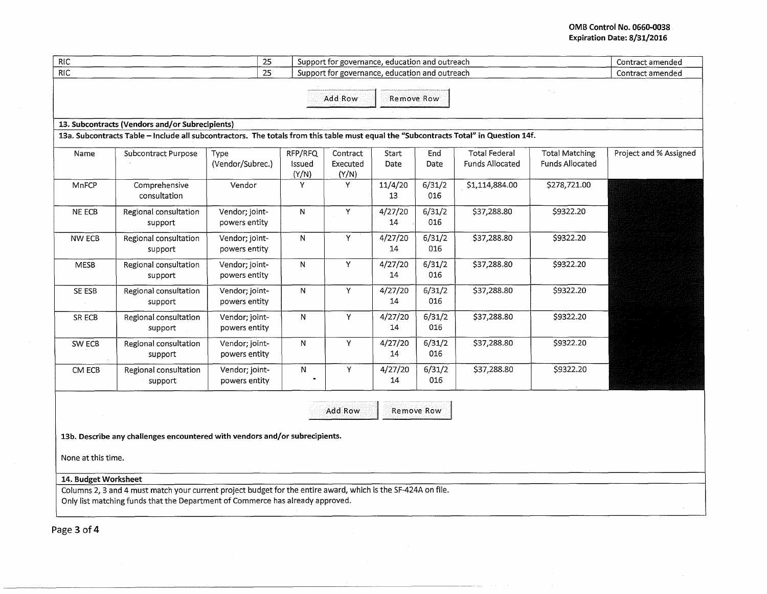| | | | |
|---|---|---|---|
| RIC | 25 | Support for governance, education and outreach | Contract amended |
| RIC | 25 | Support for governance, education and outreach | Contract amended |

Add Row Remove Row

**13. Subcontracts (Vendors and/or Subrecipients)**

**13a. Subcontracts Table – Include all subcontractors. The totals from this table must equal the "Subcontracts Total" in Question 14f.**

| Name | Subcontract Purpose | Type (Vendor/Subrec.) | RFP/RFQ Issued (Y/N) | Contract Executed (Y/N) | Start Date | End Date | Total Federal Funds Allocated | Total Matching Funds Allocated | Project and % Assigned |
|---|---|---|---|---|---|---|---|---|---|
| MnFCP | Comprehensive consultation | Vendor | Y | Y | 11/4/2013 | 6/31/2016 | $1,114,884.00 | $278,721.00 | |
| NE ECB | Regional consultation support | Vendor; joint-powers entity | N | Y | 4/27/2014 | 6/31/2016 | $37,288.80 | $9322.20 | |
| NW ECB | Regional consultation support | Vendor; joint-powers entity | N | Y | 4/27/2014 | 6/31/2016 | $37,288.80 | $9322.20 | |
| MESB | Regional consultation support | Vendor; joint-powers entity | N | Y | 4/27/2014 | 6/31/2016 | $37,288.80 | $9322.20 | |
| SE ESB | Regional consultation support | Vendor; joint-powers entity | N | Y | 4/27/2014 | 6/31/2016 | $37,288.80 | $9322.20 | |
| SR ECB | Regional consultation support | Vendor; joint-powers entity | N | Y | 4/27/2014 | 6/31/2016 | $37,288.80 | $9322.20 | |
| SW ECB | Regional consultation support | Vendor; joint-powers entity | N | Y | 4/27/2014 | 6/31/2016 | $37,288.80 | $9322.20 | |
| CM ECB | Regional consultation support | Vendor; joint-powers entity | N | Y | 4/27/2014 | 6/31/2016 | $37,288.80 | $9322.20 | |

Add Row Remove Row

**13b. Describe any challenges encountered with vendors and/or subrecipients.**

None at this time.

**14. Budget Worksheet**

Columns 2, 3 and 4 must match your current project budget for the entire award, which is the SF-424A on file.
Only list matching funds that the Department of Commerce has already approved.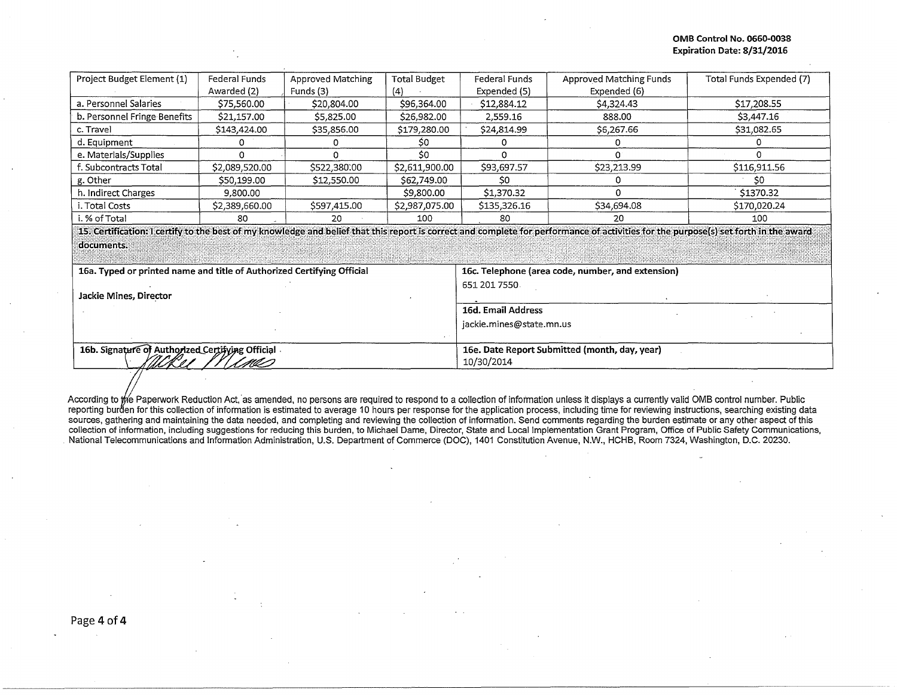OMB Control No. 0660-0038
Expiration Date: 8/31/2016

| Project Budget Element (1) | Federal Funds Awarded (2) | Approved Matching Funds (3) | Total Budget (4) | Federal Funds Expended (5) | Approved Matching Funds Expended (6) | Total Funds Expended (7) |
|---|---|---|---|---|---|---|
| a. Personnel Salaries | $75,560.00 | $20,804.00 | $96,364.00 | $12,884.12 | $4,324.43 | $17,208.55 |
| b. Personnel Fringe Benefits | $21,157.00 | $5,825.00 | $26,982.00 | 2,559.16 | 888.00 | $3,447.16 |
| c. Travel | $143,424.00 | $35,856.00 | $179,280.00 | $24,814.99 | $6,267.66 | $31,082.65 |
| d. Equipment | 0 | 0 | $0 | 0 | 0 | 0 |
| e. Materials/Supplies | 0 | 0 | $0 | 0 | 0 | 0 |
| f. Subcontracts Total | $2,089,520.00 | $522,380.00 | $2,611,900.00 | $93,697.57 | $23,213.99 | $116,911.56 |
| g. Other | $50,199.00 | $12,550.00 | $62,749.00 | $0 | 0 | $0 |
| h. Indirect Charges | 9,800.00 | | $9,800.00 | $1,370.32 | 0 | $1370.32 |
| i. Total Costs | $2,389,660.00 | $597,415.00 | $2,987,075.00 | $135,326.16 | $34,694.08 | $170,020.24 |
| i. % of Total | 80 | 20 | 100 | 80 | 20 | 100 |

**15. Certification: I certify to the best of my knowledge and belief that this report is correct and complete for performance of activities for the purpose(s) set forth in the award documents.**

| | |
|---|---|
| **16a. Typed or printed name and title of Authorized Certifying Official**<br><br>**Jackie Mines, Director** | **16c. Telephone (area code, number, and extension)**<br>651 201 7550 |
| | **16d. Email Address**<br>jackie.mines@state.mn.us |
| **16b. Signature of Authorized Certifying Official**<br>Jackie Mines | **16e. Date Report Submitted (month, day, year)**<br>10/30/2014 |

According to the Paperwork Reduction Act, as amended, no persons are required to respond to a collection of information unless it displays a currently valid OMB control number. Public reporting burden for this collection of information is estimated to average 10 hours per response for the application process, including time for reviewing instructions, searching existing data sources, gathering and maintaining the data needed, and completing and reviewing the collection of information. Send comments regarding the burden estimate or any other aspect of this collection of information, including suggestions for reducing this burden, to Michael Dame, Director, State and Local Implementation Grant Program, Office of Public Safety Communications, National Telecommunications and Information Administration, U.S. Department of Commerce (DOC), 1401 Constitution Avenue, N.W., HCHB, Room 7324, Washington, D.C. 20230.